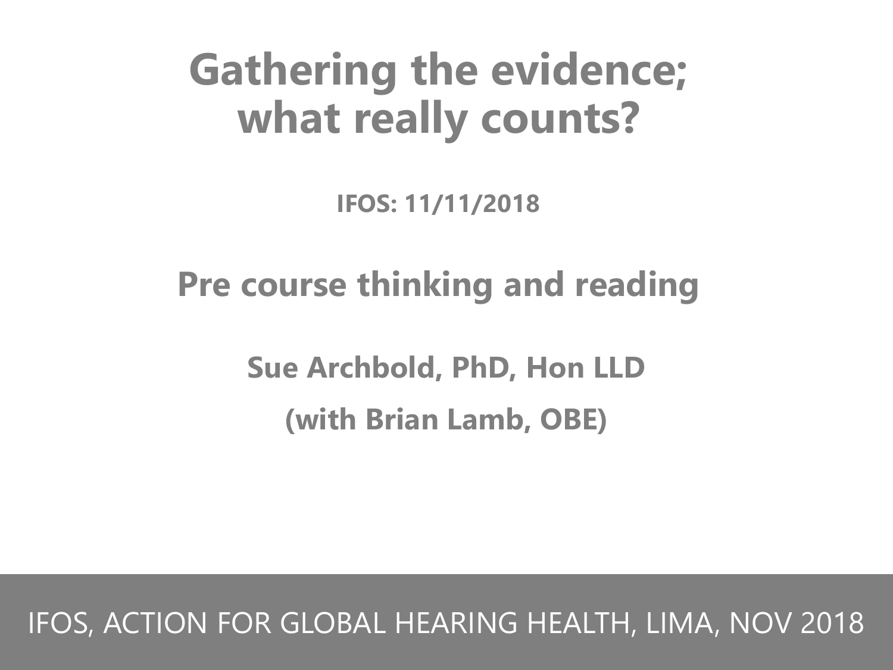# Gathering the evidence; what really counts?

**IFOS: 11/11/2018**

## Pre course thinking and reading

**Sue Archbold, PhD, Hon LLD**

**(with Brian Lamb, OBE)**

IFOS, ACTION FOR GLOBAL HEARING HEALTH, LIMA, NOV 2018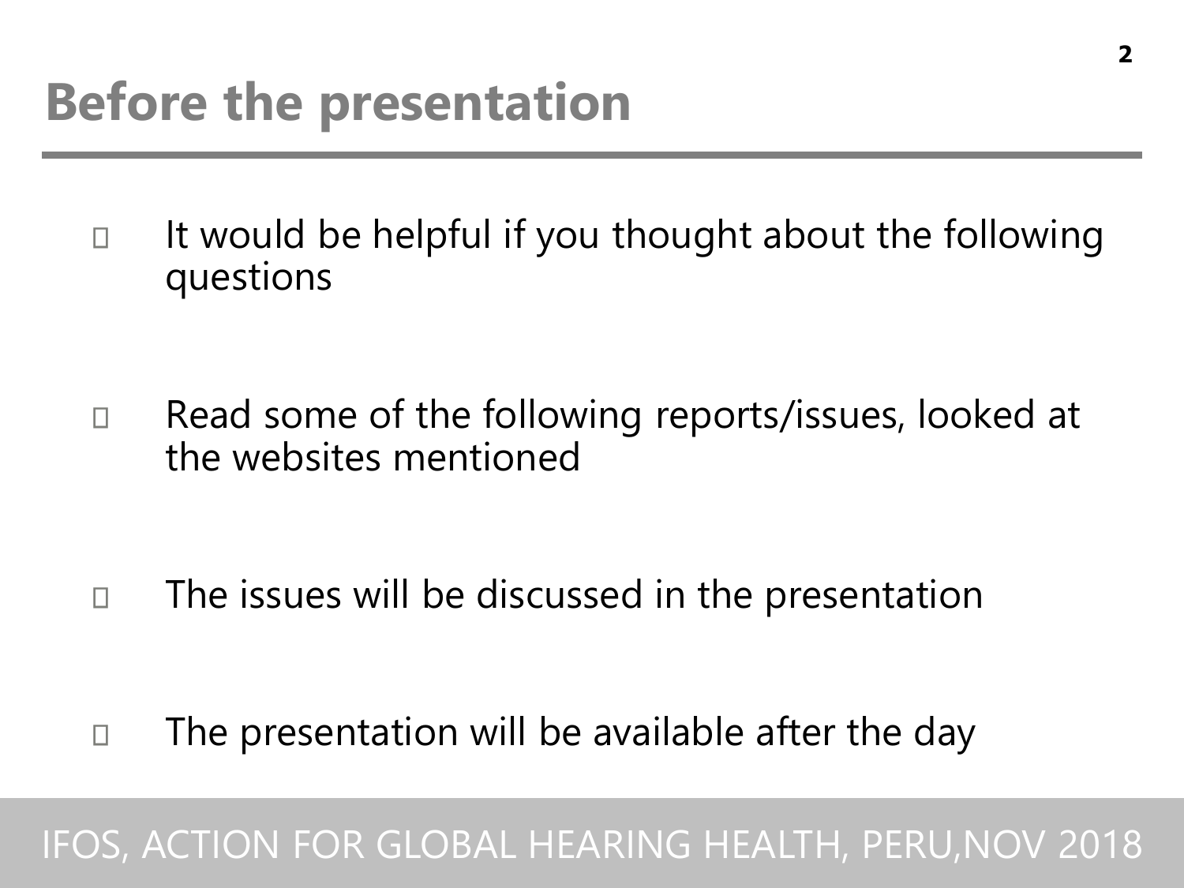# Before the presentation

- It would be helpful if you thought about the following questions
- Read some of the following reports/issues, looked at the websites mentioned
- The issues will be discussed in the presentation
- The presentation will be available after the day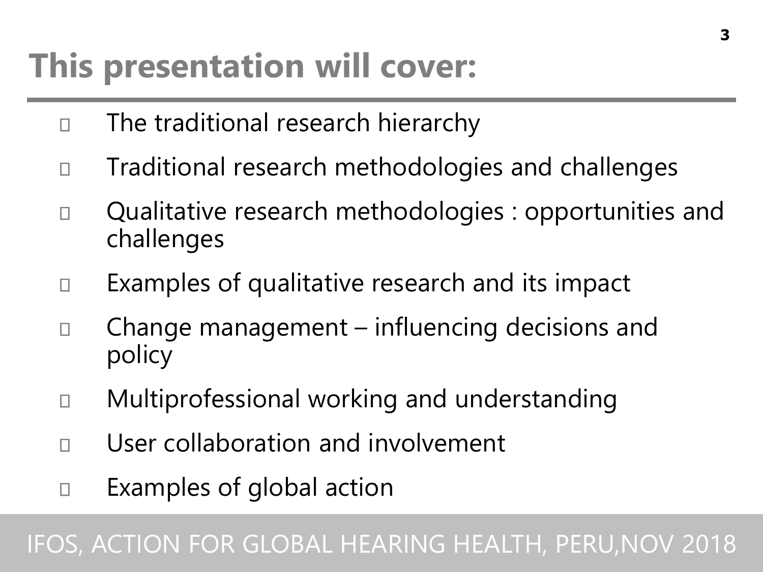# This presentation will cover:

- The traditional research hierarchy
- Traditional research methodologies and challenges
- Qualitative research methodologies : opportunities and challenges
- Examples of qualitative research and its impact
- Change management – influencing decisions and policy
- Multiprofessional working and understanding
- User collaboration and involvement
- Examples of global action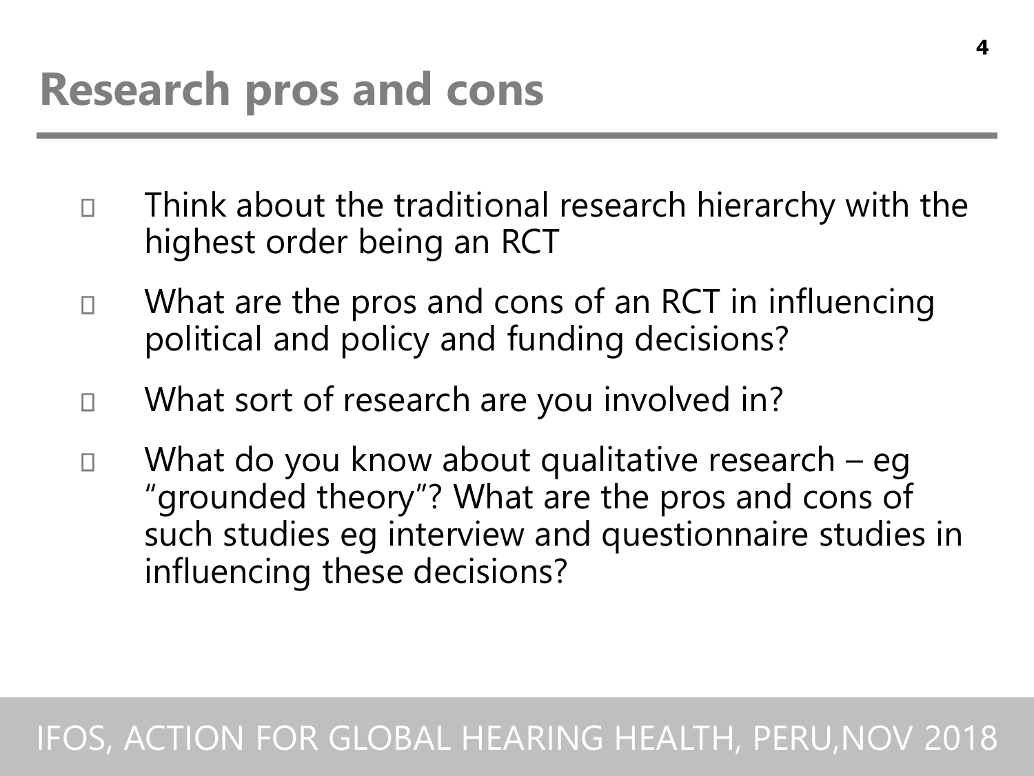# Research pros and cons

- Think about the traditional research hierarchy with the highest order being an RCT
- What are the pros and cons of an RCT in influencing political and policy and funding decisions?
- What sort of research are you involved in?
- What do you know about qualitative research – eg "grounded theory"? What are the pros and cons of such studies eg interview and questionnaire studies in influencing these decisions?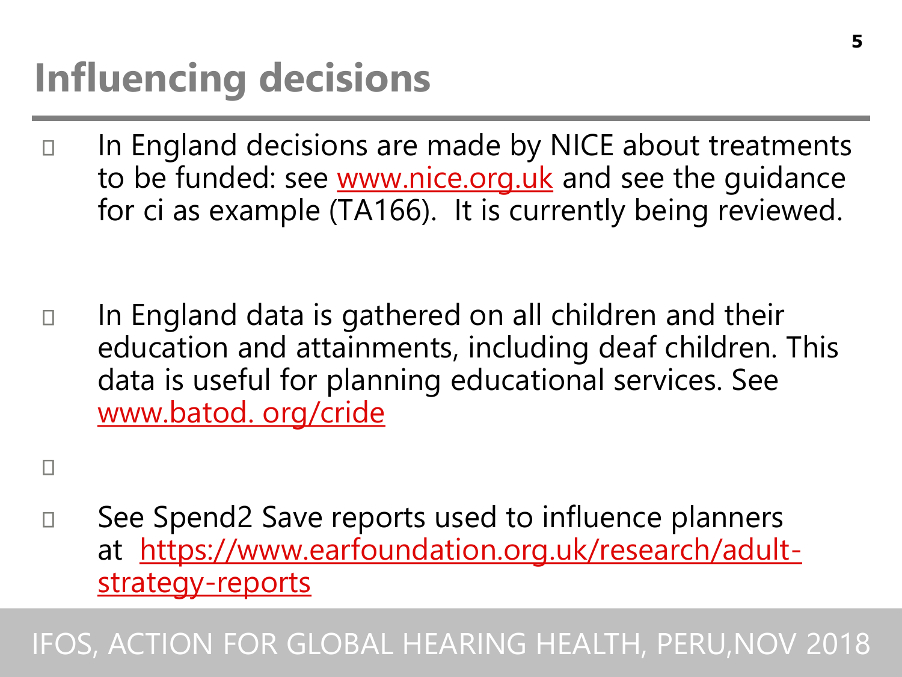# Influencing decisions

- In England decisions are made by NICE about treatments to be funded: see www.nice.org.uk and see the guidance for ci as example (TA166). It is currently being reviewed.

- In England data is gathered on all children and their education and attainments, including deaf children. This data is useful for planning educational services. See www.batod. org/cride

- See Spend2 Save reports used to influence planners at https://www.earfoundation.org.uk/research/adult-strategy-reports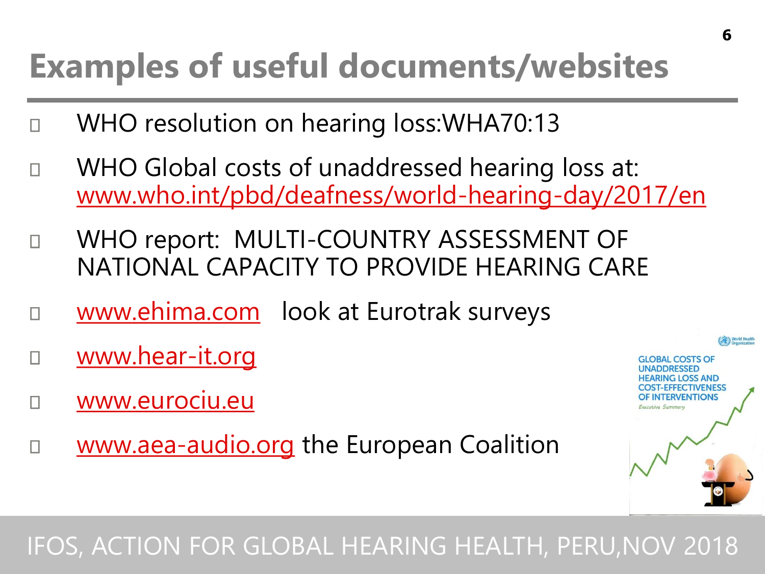# Examples of useful documents/websites

- WHO resolution on hearing loss:WHA70:13
- WHO Global costs of unaddressed hearing loss at: www.who.int/pbd/deafness/world-hearing-day/2017/en
- WHO report: MULTI-COUNTRY ASSESSMENT OF NATIONAL CAPACITY TO PROVIDE HEARING CARE
- www.ehima.com look at Eurotrak surveys
- www.hear-it.org
- www.eurociu.eu
- www.aea-audio.org the European Coalition

IFOS, ACTION FOR GLOBAL HEARING HEALTH, PERU,NOV 2018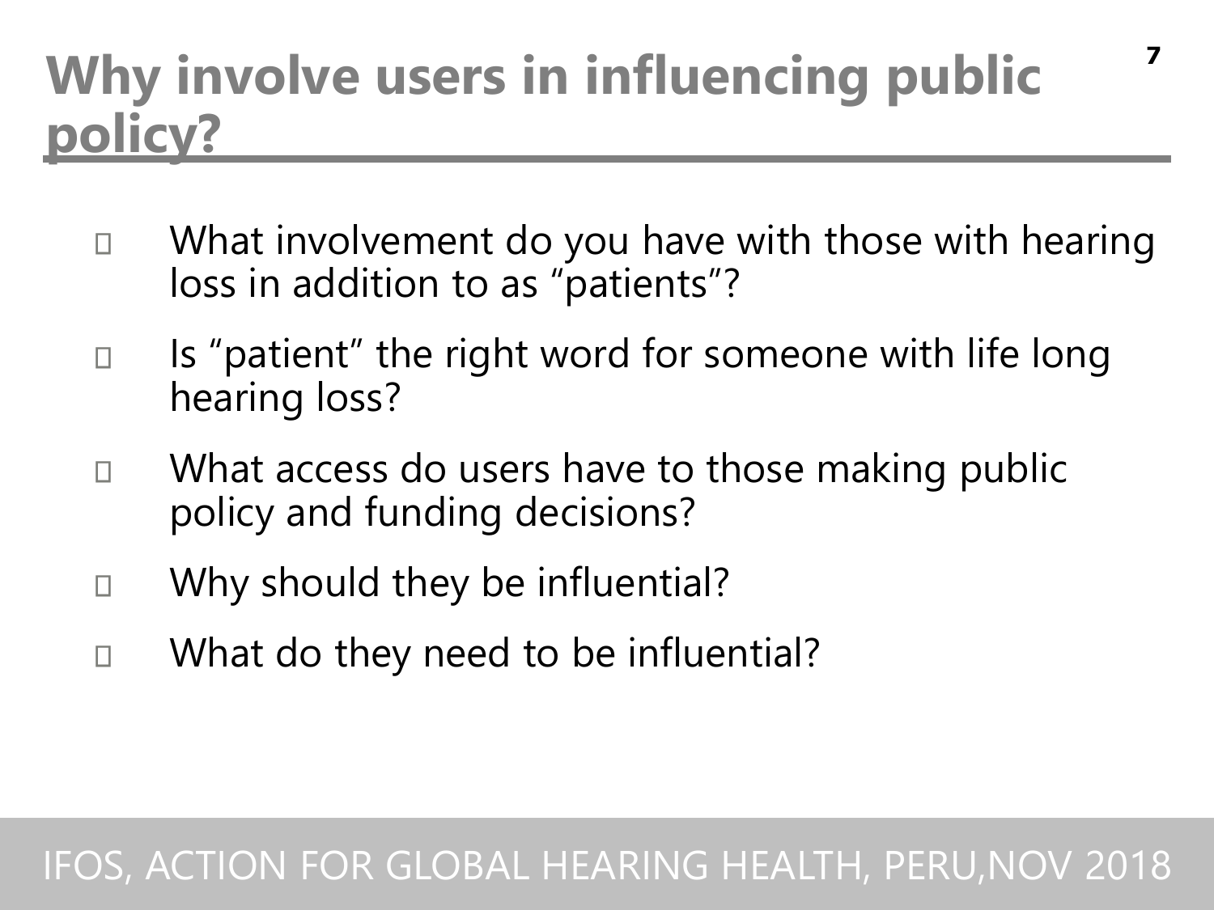# Why involve users in influencing public policy?

- What involvement do you have with those with hearing loss in addition to as "patients"?
- Is "patient" the right word for someone with life long hearing loss?
- What access do users have to those making public policy and funding decisions?
- Why should they be influential?
- What do they need to be influential?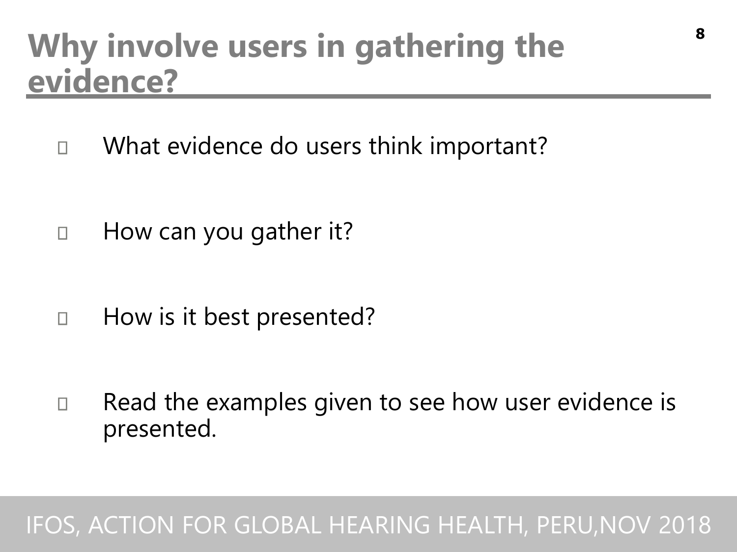# Why involve users in gathering the evidence?

- What evidence do users think important?
- How can you gather it?
- How is it best presented?
- Read the examples given to see how user evidence is presented.